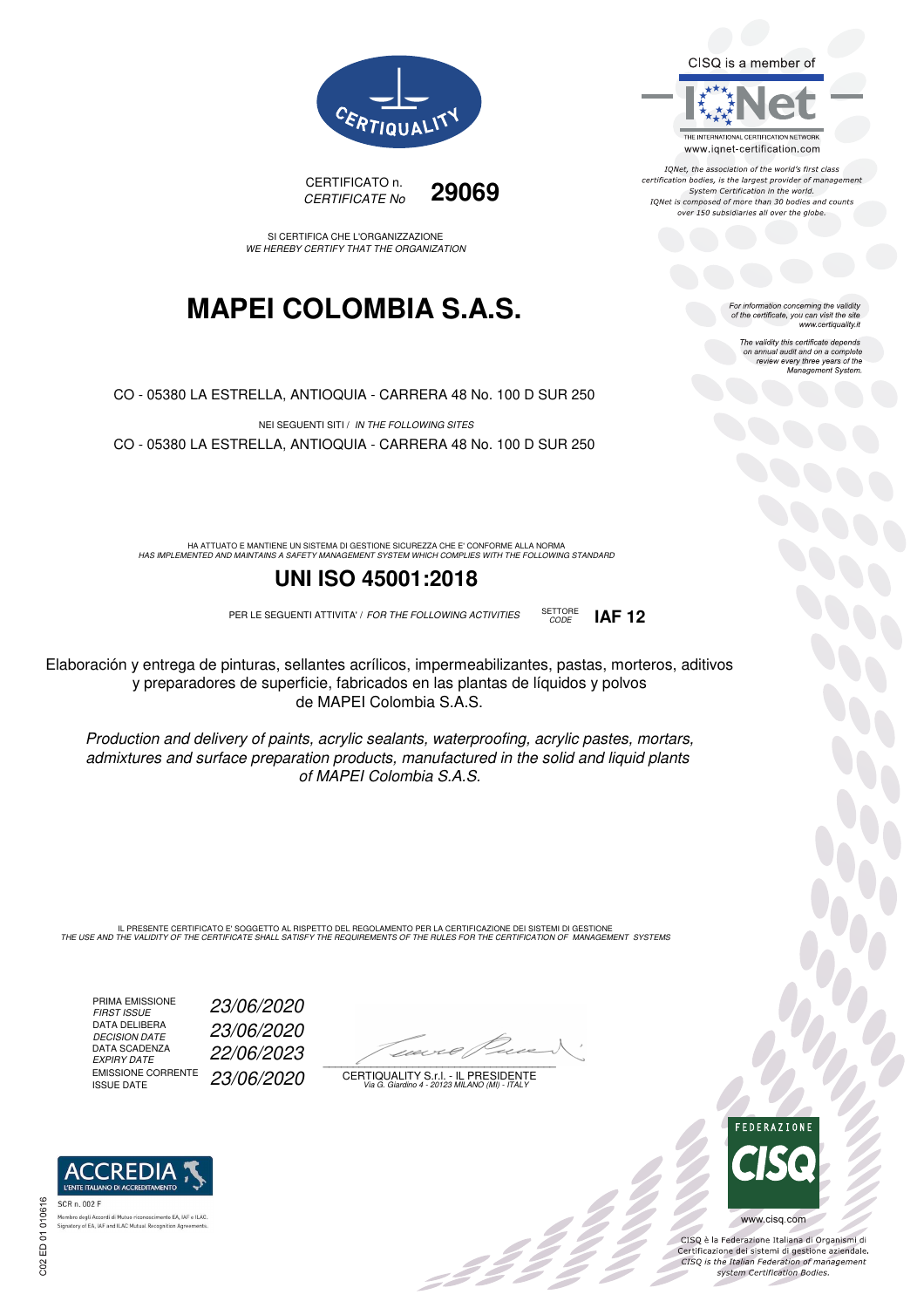CERTIQUALITY

CISQ is a member of

IQNet

THE INTERNATIONAL CERTIFICATION NETWORK
www.iqnet-certification.com

*IQNet, the association of the world's first class certification bodies, is the largest provider of management System Certification in the world. IQNet is composed of more than 30 bodies and counts over 150 subsidiaries all over the globe.*

CERTIFICATO n.
*CERTIFICATE No* **29069**

SI CERTIFICA CHE L'ORGANIZZAZIONE
*WE HEREBY CERTIFY THAT THE ORGANIZATION*

# MAPEI COLOMBIA S.A.S.

*For information concerning the validity of the certificate, you can visit the site www.certiquality.it*

*The validity this certificate depends on annual audit and on a complete review every three years of the Management System.*

CO - 05380 LA ESTRELLA, ANTIOQUIA - CARRERA 48 No. 100 D SUR 250

NEI SEGUENTI SITI / *IN THE FOLLOWING SITES*

CO - 05380 LA ESTRELLA, ANTIOQUIA - CARRERA 48 No. 100 D SUR 250

HA ATTUATO E MANTIENE UN SISTEMA DI GESTIONE SICUREZZA CHE E' CONFORME ALLA NORMA
*HAS IMPLEMENTED AND MAINTAINS A SAFETY MANAGEMENT SYSTEM WHICH COMPLIES WITH THE FOLLOWING STANDARD*

## UNI ISO 45001:2018

PER LE SEGUENTI ATTIVITA' / *FOR THE FOLLOWING ACTIVITIES* SETTORE *CODE* **IAF 12**

Elaboración y entrega de pinturas, sellantes acrílicos, impermeabilizantes, pastas, morteros, aditivos y preparadores de superficie, fabricados en las plantas de líquidos y polvos de MAPEI Colombia S.A.S.

*Production and delivery of paints, acrylic sealants, waterproofing, acrylic pastes, mortars, admixtures and surface preparation products, manufactured in the solid and liquid plants of MAPEI Colombia S.A.S.*

IL PRESENTE CERTIFICATO E' SOGGETTO AL RISPETTO DEL REGOLAMENTO PER LA CERTIFICAZIONE DEI SISTEMI DI GESTIONE
*THE USE AND THE VALIDITY OF THE CERTIFICATE SHALL SATISFY THE REQUIREMENTS OF THE RULES FOR THE CERTIFICATION OF MANAGEMENT SYSTEMS*

| | |
|---|---|
| PRIMA EMISSIONE *FIRST ISSUE* | *23/06/2020* |
| DATA DELIBERA *DECISION DATE* | *23/06/2020* |
| DATA SCADENZA *EXPIRY DATE* | *22/06/2023* |
| EMISSIONE CORRENTE *ISSUE DATE* | *23/06/2020* |

CERTIQUALITY S.r.l. - IL PRESIDENTE
*Via G. Giardino 4 - 20123 MILANO (MI) - ITALY*

ACCREDIA
L'ENTE ITALIANO DI ACCREDITAMENTO
SCR n. 002 F
Membro degli Accordi di Mutuo riconoscimento EA, IAF e ILAC.
Signatory of EA, IAF and ILAC Mutual Recognition Agreements.

C02 ED 01 010616

FEDERAZIONE CISQ
www.cisq.com

*CISQ è la Federazione Italiana di Organismi di Certificazione dei sistemi di gestione aziendale. CISQ is the Italian Federation of management system Certification Bodies.*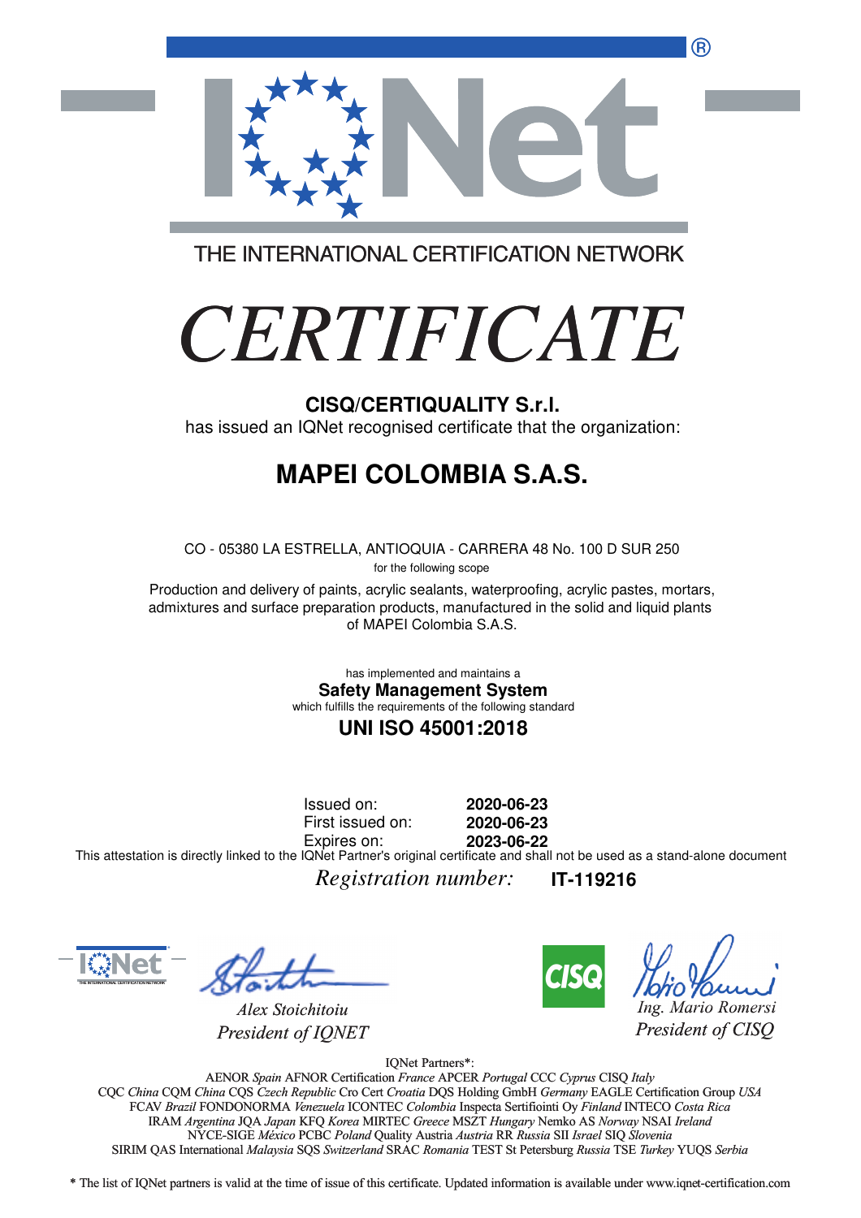THE INTERNATIONAL CERTIFICATION NETWORK

# *CERTIFICATE*

**CISQ/CERTIQUALITY S.r.l.**

has issued an IQNet recognised certificate that the organization:

## MAPEI COLOMBIA S.A.S.

CO - 05380 LA ESTRELLA, ANTIOQUIA - CARRERA 48 No. 100 D SUR 250

for the following scope

Production and delivery of paints, acrylic sealants, waterproofing, acrylic pastes, mortars, admixtures and surface preparation products, manufactured in the solid and liquid plants of MAPEI Colombia S.A.S.

has implemented and maintains a

**Safety Management System**

which fulfills the requirements of the following standard

**UNI ISO 45001:2018**

| | |
|---|---|
| Issued on: | **2020-06-23** |
| First issued on: | **2020-06-23** |
| Expires on: | **2023-06-22** |

This attestation is directly linked to the IQNet Partner's original certificate and shall not be used as a stand-alone document

*Registration number:* **IT-119216**

*Alex Stoichitoiu*
*President of IQNET*

*Ing. Mario Romersi*
*President of CISQ*

IQNet Partners*:

AENOR *Spain* AFNOR Certification *France* APCER *Portugal* CCC *Cyprus* CISQ *Italy*
CQC *China* CQM *China* CQS *Czech Republic* Cro Cert *Croatia* DQS Holding GmbH *Germany* EAGLE Certification Group *USA*
FCAV *Brazil* FONDONORMA *Venezuela* ICONTEC *Colombia* Inspecta Sertifiointi Oy *Finland* INTECO *Costa Rica*
IRAM *Argentina* JQA *Japan* KFQ *Korea* MIRTEC *Greece* MSZT *Hungary* Nemko AS *Norway* NSAI *Ireland*
NYCE-SIGE *México* PCBC *Poland* Quality Austria *Austria* RR *Russia* SII *Israel* SIQ *Slovenia*
SIRIM QAS International *Malaysia* SQS *Switzerland* SRAC *Romania* TEST St Petersburg *Russia* TSE *Turkey* YUQS *Serbia*

* The list of IQNet partners is valid at the time of issue of this certificate. Updated information is available under www.iqnet-certification.com